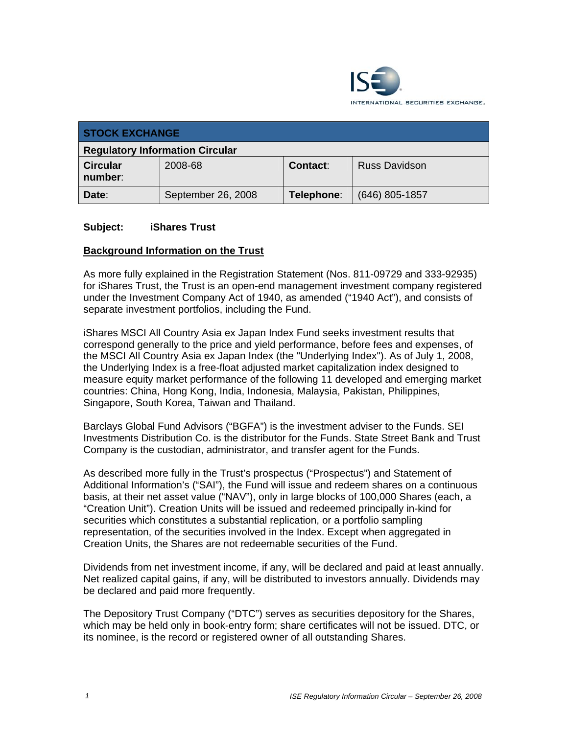INTERNATIONAL SECURITIES EXCHANGE.

| STOCK EXCHANGE | | | |
|---|---|---|---|
| **Regulatory Information Circular** | | | |
| **Circular number**: | 2008-68 | **Contact**: | Russ Davidson |
| **Date**: | September 26, 2008 | **Telephone**: | (646) 805-1857 |

**Subject:** **iShares Trust**

## Background Information on the Trust

As more fully explained in the Registration Statement (Nos. 811-09729 and 333-92935) for iShares Trust, the Trust is an open-end management investment company registered under the Investment Company Act of 1940, as amended ("1940 Act"), and consists of separate investment portfolios, including the Fund.

iShares MSCI All Country Asia ex Japan Index Fund seeks investment results that correspond generally to the price and yield performance, before fees and expenses, of the MSCI All Country Asia ex Japan Index (the "Underlying Index"). As of July 1, 2008, the Underlying Index is a free-float adjusted market capitalization index designed to measure equity market performance of the following 11 developed and emerging market countries: China, Hong Kong, India, Indonesia, Malaysia, Pakistan, Philippines, Singapore, South Korea, Taiwan and Thailand.

Barclays Global Fund Advisors ("BGFA") is the investment adviser to the Funds. SEI Investments Distribution Co. is the distributor for the Funds. State Street Bank and Trust Company is the custodian, administrator, and transfer agent for the Funds.

As described more fully in the Trust's prospectus ("Prospectus") and Statement of Additional Information's ("SAI"), the Fund will issue and redeem shares on a continuous basis, at their net asset value ("NAV"), only in large blocks of 100,000 Shares (each, a "Creation Unit"). Creation Units will be issued and redeemed principally in-kind for securities which constitutes a substantial replication, or a portfolio sampling representation, of the securities involved in the Index. Except when aggregated in Creation Units, the Shares are not redeemable securities of the Fund.

Dividends from net investment income, if any, will be declared and paid at least annually. Net realized capital gains, if any, will be distributed to investors annually. Dividends may be declared and paid more frequently.

The Depository Trust Company ("DTC") serves as securities depository for the Shares, which may be held only in book-entry form; share certificates will not be issued. DTC, or its nominee, is the record or registered owner of all outstanding Shares.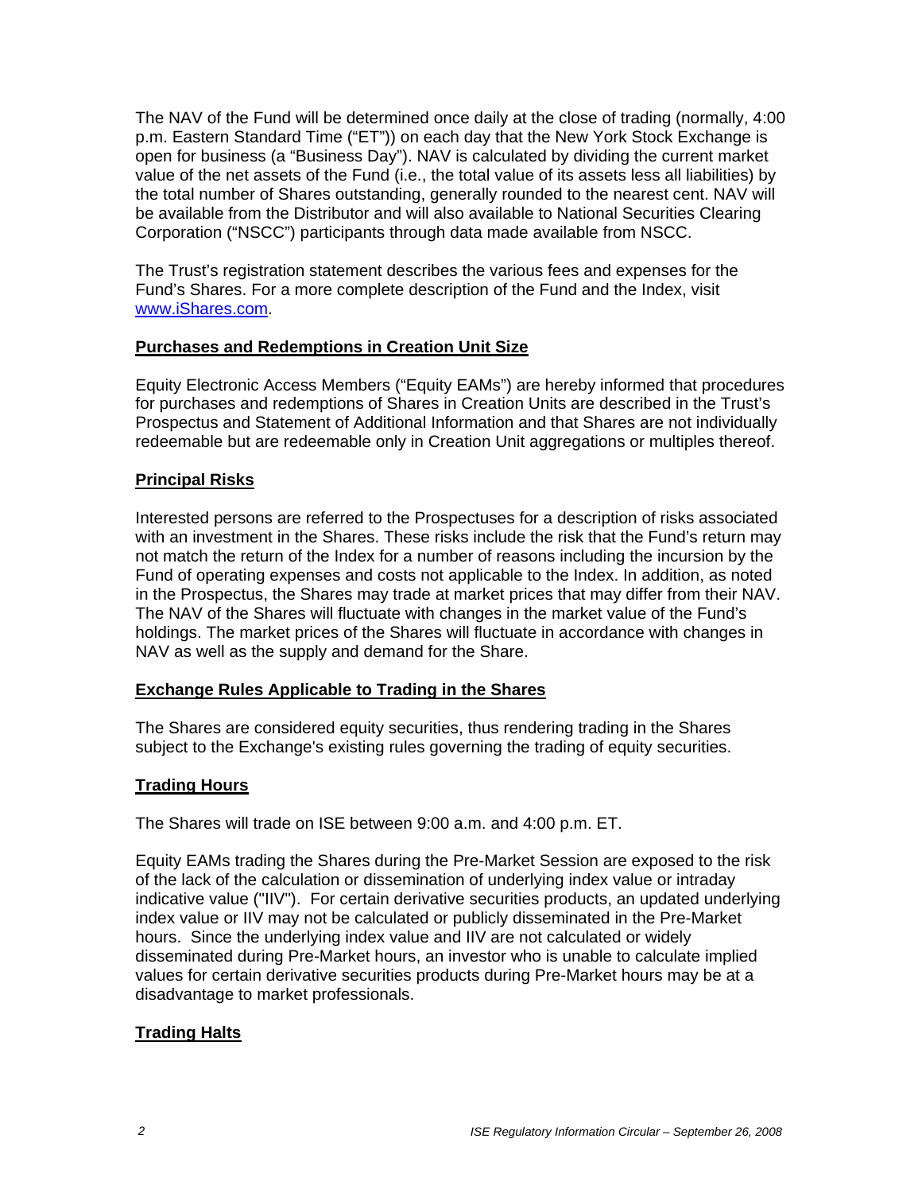The NAV of the Fund will be determined once daily at the close of trading (normally, 4:00 p.m. Eastern Standard Time ("ET")) on each day that the New York Stock Exchange is open for business (a "Business Day"). NAV is calculated by dividing the current market value of the net assets of the Fund (i.e., the total value of its assets less all liabilities) by the total number of Shares outstanding, generally rounded to the nearest cent. NAV will be available from the Distributor and will also available to National Securities Clearing Corporation ("NSCC") participants through data made available from NSCC.

The Trust's registration statement describes the various fees and expenses for the Fund's Shares. For a more complete description of the Fund and the Index, visit www.iShares.com.

## Purchases and Redemptions in Creation Unit Size

Equity Electronic Access Members ("Equity EAMs") are hereby informed that procedures for purchases and redemptions of Shares in Creation Units are described in the Trust's Prospectus and Statement of Additional Information and that Shares are not individually redeemable but are redeemable only in Creation Unit aggregations or multiples thereof.

## Principal Risks

Interested persons are referred to the Prospectuses for a description of risks associated with an investment in the Shares. These risks include the risk that the Fund's return may not match the return of the Index for a number of reasons including the incursion by the Fund of operating expenses and costs not applicable to the Index. In addition, as noted in the Prospectus, the Shares may trade at market prices that may differ from their NAV. The NAV of the Shares will fluctuate with changes in the market value of the Fund's holdings. The market prices of the Shares will fluctuate in accordance with changes in NAV as well as the supply and demand for the Share.

## Exchange Rules Applicable to Trading in the Shares

The Shares are considered equity securities, thus rendering trading in the Shares subject to the Exchange's existing rules governing the trading of equity securities.

## Trading Hours

The Shares will trade on ISE between 9:00 a.m. and 4:00 p.m. ET.

Equity EAMs trading the Shares during the Pre-Market Session are exposed to the risk of the lack of the calculation or dissemination of underlying index value or intraday indicative value ("IIV"). For certain derivative securities products, an updated underlying index value or IIV may not be calculated or publicly disseminated in the Pre-Market hours. Since the underlying index value and IIV are not calculated or widely disseminated during Pre-Market hours, an investor who is unable to calculate implied values for certain derivative securities products during Pre-Market hours may be at a disadvantage to market professionals.

## Trading Halts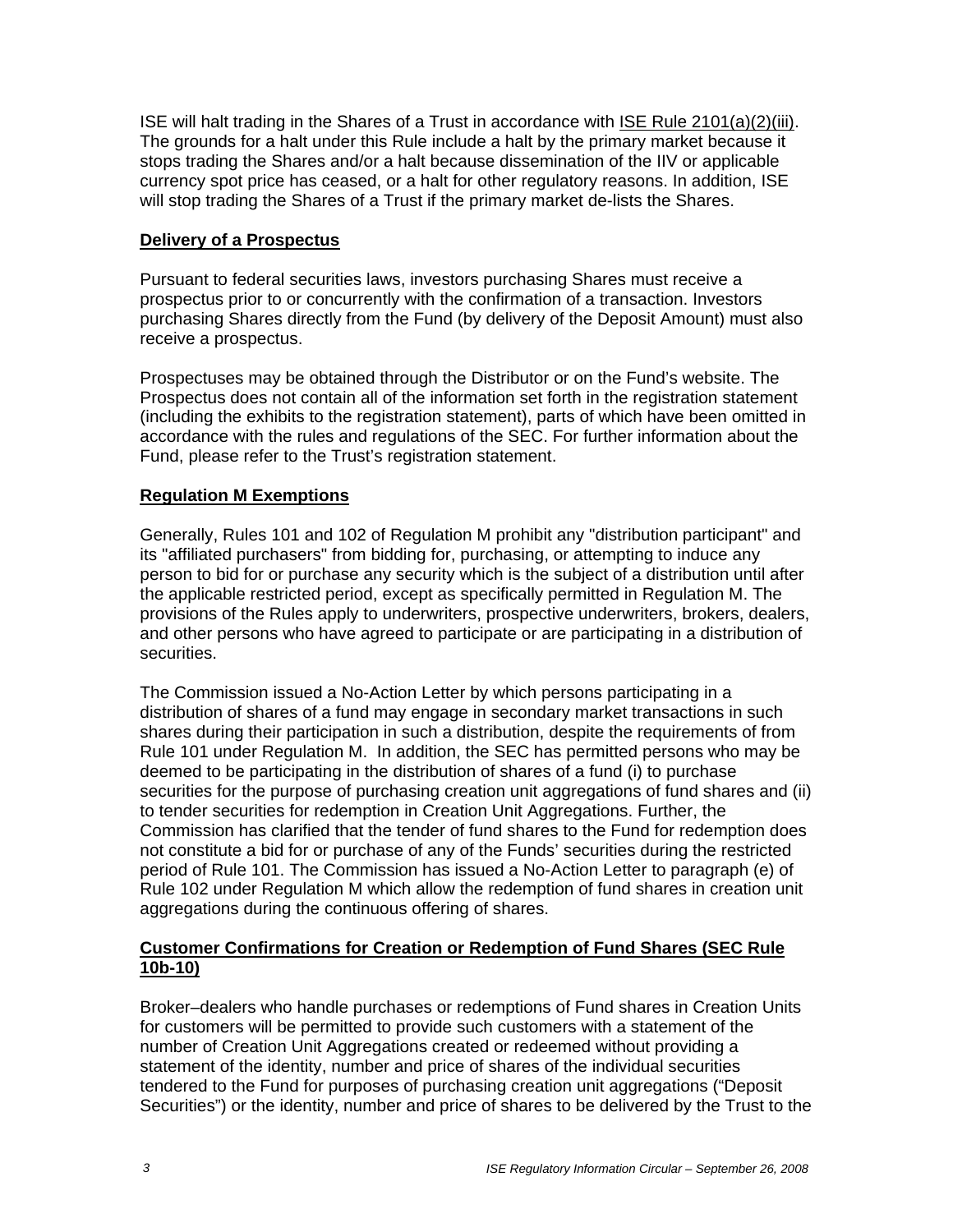ISE will halt trading in the Shares of a Trust in accordance with ISE Rule 2101(a)(2)(iii). The grounds for a halt under this Rule include a halt by the primary market because it stops trading the Shares and/or a halt because dissemination of the IIV or applicable currency spot price has ceased, or a halt for other regulatory reasons. In addition, ISE will stop trading the Shares of a Trust if the primary market de-lists the Shares.

## Delivery of a Prospectus

Pursuant to federal securities laws, investors purchasing Shares must receive a prospectus prior to or concurrently with the confirmation of a transaction. Investors purchasing Shares directly from the Fund (by delivery of the Deposit Amount) must also receive a prospectus.

Prospectuses may be obtained through the Distributor or on the Fund's website. The Prospectus does not contain all of the information set forth in the registration statement (including the exhibits to the registration statement), parts of which have been omitted in accordance with the rules and regulations of the SEC. For further information about the Fund, please refer to the Trust's registration statement.

## Regulation M Exemptions

Generally, Rules 101 and 102 of Regulation M prohibit any "distribution participant" and its "affiliated purchasers" from bidding for, purchasing, or attempting to induce any person to bid for or purchase any security which is the subject of a distribution until after the applicable restricted period, except as specifically permitted in Regulation M. The provisions of the Rules apply to underwriters, prospective underwriters, brokers, dealers, and other persons who have agreed to participate or are participating in a distribution of securities.

The Commission issued a No-Action Letter by which persons participating in a distribution of shares of a fund may engage in secondary market transactions in such shares during their participation in such a distribution, despite the requirements of from Rule 101 under Regulation M. In addition, the SEC has permitted persons who may be deemed to be participating in the distribution of shares of a fund (i) to purchase securities for the purpose of purchasing creation unit aggregations of fund shares and (ii) to tender securities for redemption in Creation Unit Aggregations. Further, the Commission has clarified that the tender of fund shares to the Fund for redemption does not constitute a bid for or purchase of any of the Funds' securities during the restricted period of Rule 101. The Commission has issued a No-Action Letter to paragraph (e) of Rule 102 under Regulation M which allow the redemption of fund shares in creation unit aggregations during the continuous offering of shares.

## Customer Confirmations for Creation or Redemption of Fund Shares (SEC Rule 10b-10)

Broker–dealers who handle purchases or redemptions of Fund shares in Creation Units for customers will be permitted to provide such customers with a statement of the number of Creation Unit Aggregations created or redeemed without providing a statement of the identity, number and price of shares of the individual securities tendered to the Fund for purposes of purchasing creation unit aggregations ("Deposit Securities") or the identity, number and price of shares to be delivered by the Trust to the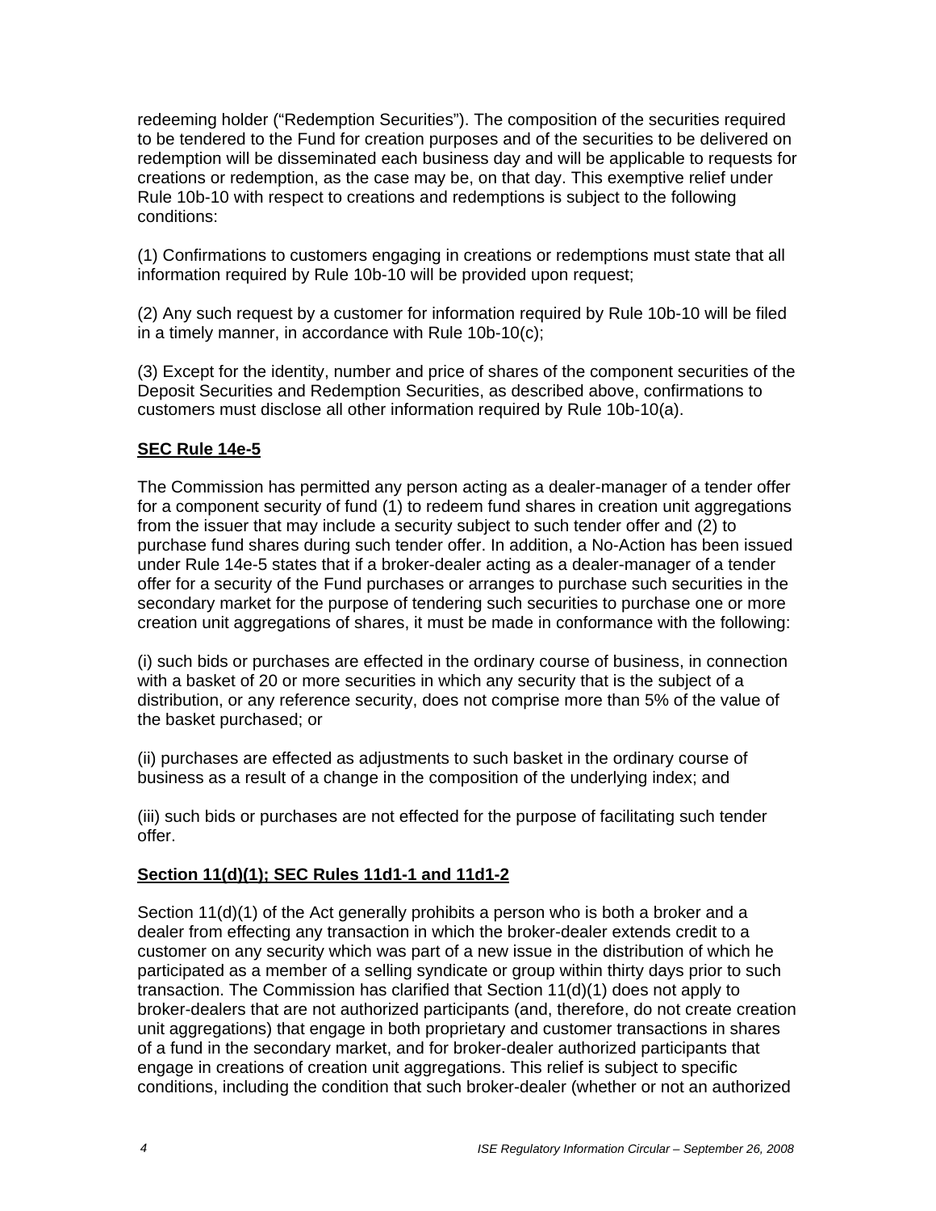redeeming holder ("Redemption Securities"). The composition of the securities required to be tendered to the Fund for creation purposes and of the securities to be delivered on redemption will be disseminated each business day and will be applicable to requests for creations or redemption, as the case may be, on that day. This exemptive relief under Rule 10b-10 with respect to creations and redemptions is subject to the following conditions:

(1) Confirmations to customers engaging in creations or redemptions must state that all information required by Rule 10b-10 will be provided upon request;

(2) Any such request by a customer for information required by Rule 10b-10 will be filed in a timely manner, in accordance with Rule 10b-10(c);

(3) Except for the identity, number and price of shares of the component securities of the Deposit Securities and Redemption Securities, as described above, confirmations to customers must disclose all other information required by Rule 10b-10(a).

**SEC Rule 14e-5**

The Commission has permitted any person acting as a dealer-manager of a tender offer for a component security of fund (1) to redeem fund shares in creation unit aggregations from the issuer that may include a security subject to such tender offer and (2) to purchase fund shares during such tender offer. In addition, a No-Action has been issued under Rule 14e-5 states that if a broker-dealer acting as a dealer-manager of a tender offer for a security of the Fund purchases or arranges to purchase such securities in the secondary market for the purpose of tendering such securities to purchase one or more creation unit aggregations of shares, it must be made in conformance with the following:

(i) such bids or purchases are effected in the ordinary course of business, in connection with a basket of 20 or more securities in which any security that is the subject of a distribution, or any reference security, does not comprise more than 5% of the value of the basket purchased; or

(ii) purchases are effected as adjustments to such basket in the ordinary course of business as a result of a change in the composition of the underlying index; and

(iii) such bids or purchases are not effected for the purpose of facilitating such tender offer.

**Section 11(d)(1); SEC Rules 11d1-1 and 11d1-2**

Section 11(d)(1) of the Act generally prohibits a person who is both a broker and a dealer from effecting any transaction in which the broker-dealer extends credit to a customer on any security which was part of a new issue in the distribution of which he participated as a member of a selling syndicate or group within thirty days prior to such transaction. The Commission has clarified that Section 11(d)(1) does not apply to broker-dealers that are not authorized participants (and, therefore, do not create creation unit aggregations) that engage in both proprietary and customer transactions in shares of a fund in the secondary market, and for broker-dealer authorized participants that engage in creations of creation unit aggregations. This relief is subject to specific conditions, including the condition that such broker-dealer (whether or not an authorized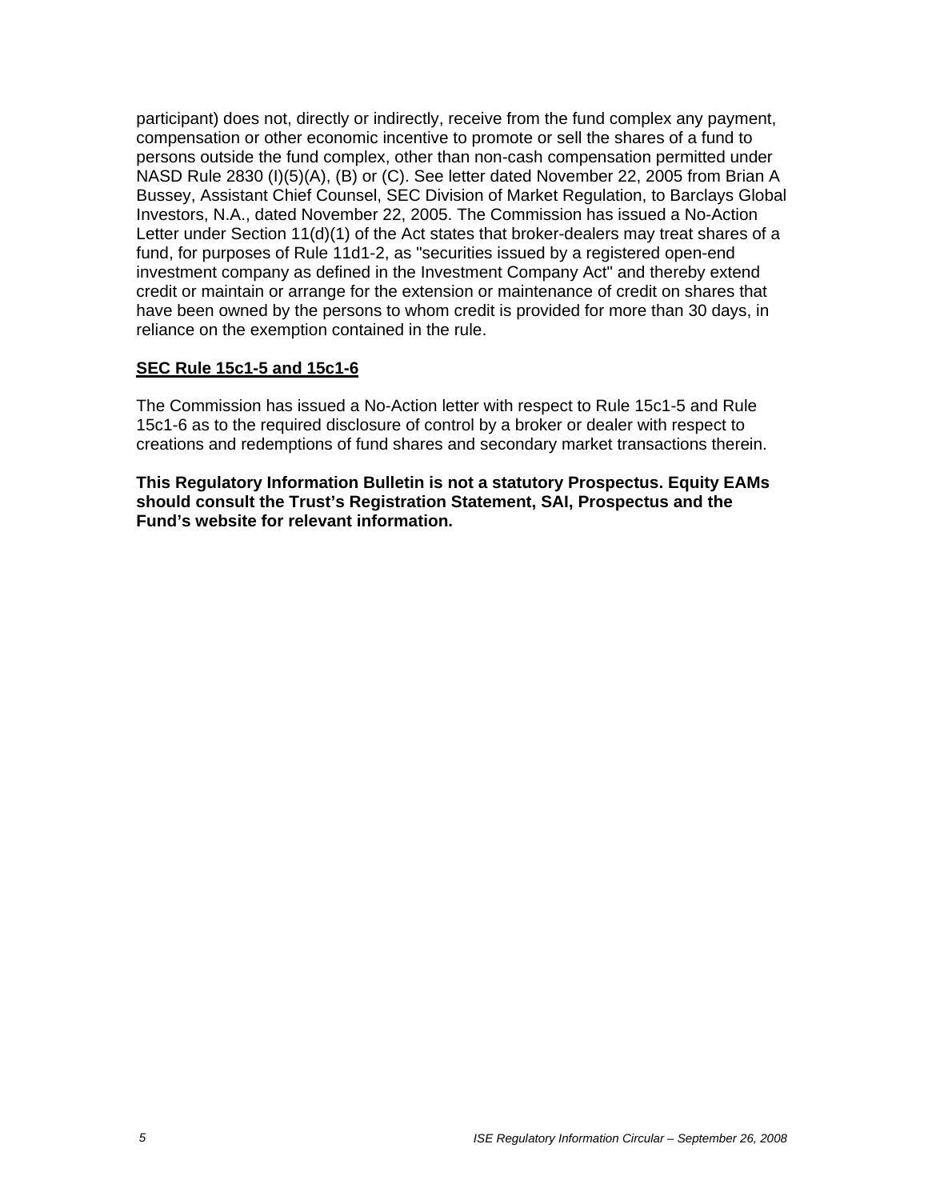participant) does not, directly or indirectly, receive from the fund complex any payment, compensation or other economic incentive to promote or sell the shares of a fund to persons outside the fund complex, other than non-cash compensation permitted under NASD Rule 2830 (I)(5)(A), (B) or (C). See letter dated November 22, 2005 from Brian A Bussey, Assistant Chief Counsel, SEC Division of Market Regulation, to Barclays Global Investors, N.A., dated November 22, 2005. The Commission has issued a No-Action Letter under Section 11(d)(1) of the Act states that broker-dealers may treat shares of a fund, for purposes of Rule 11d1-2, as "securities issued by a registered open-end investment company as defined in the Investment Company Act" and thereby extend credit or maintain or arrange for the extension or maintenance of credit on shares that have been owned by the persons to whom credit is provided for more than 30 days, in reliance on the exemption contained in the rule.

## SEC Rule 15c1-5 and 15c1-6

The Commission has issued a No-Action letter with respect to Rule 15c1-5 and Rule 15c1-6 as to the required disclosure of control by a broker or dealer with respect to creations and redemptions of fund shares and secondary market transactions therein.

**This Regulatory Information Bulletin is not a statutory Prospectus. Equity EAMs should consult the Trust's Registration Statement, SAI, Prospectus and the Fund's website for relevant information.**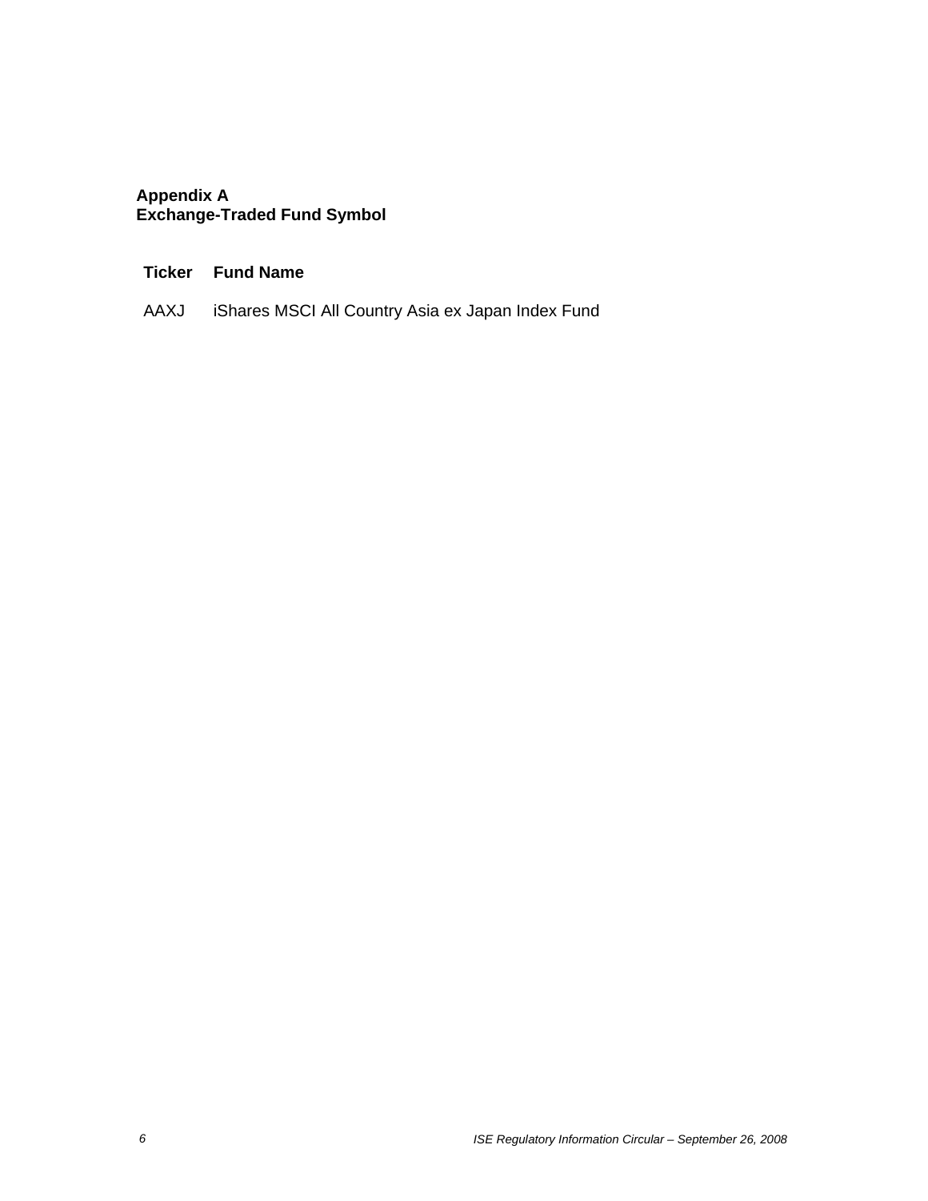**Appendix A**
**Exchange-Traded Fund Symbol**

| Ticker | Fund Name |
|---|---|
| AAXJ | iShares MSCI All Country Asia ex Japan Index Fund |